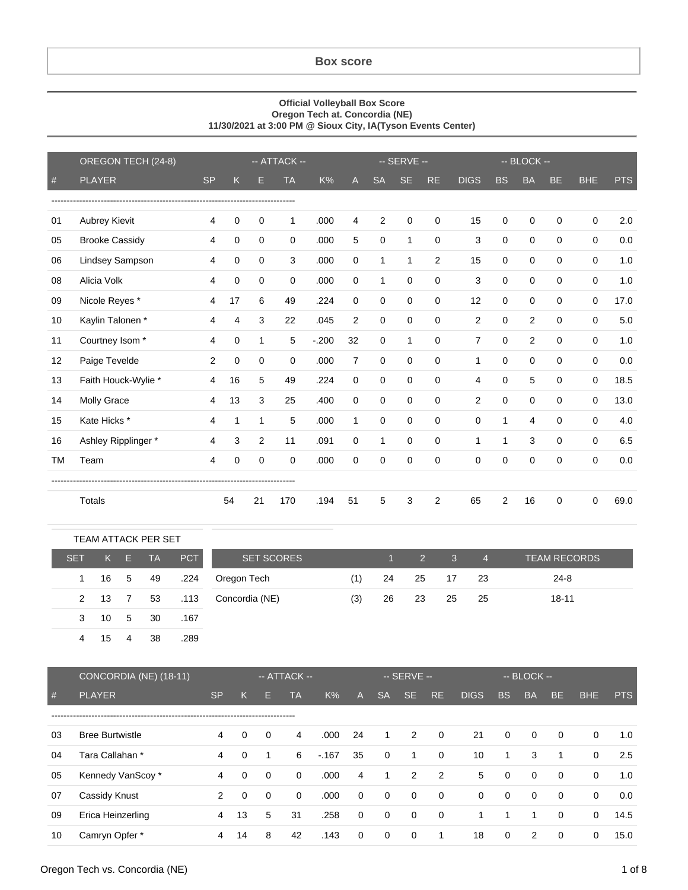# Box score

**Official Volleyball Box Score**
**Oregon Tech at. Concordia (NE)**
**11/30/2021 at 3:00 PM @ Sioux City, IA(Tyson Events Center)**

| | OREGON TECH (24-8) | | -- ATTACK -- | | | | | -- SERVE -- | | | | -- BLOCK -- | | | | |
|---|---|---|---|---|---|---|---|---|---|---|---|---|---|---|---|---|
| # | PLAYER | SP | K | E | TA | K% | A | SA | SE | RE | DIGS | BS | BA | BE | BHE | PTS |
| 01 | Aubrey Kievit | 4 | 0 | 0 | 1 | .000 | 4 | 2 | 0 | 0 | 15 | 0 | 0 | 0 | 0 | 2.0 |
| 05 | Brooke Cassidy | 4 | 0 | 0 | 0 | .000 | 5 | 0 | 1 | 0 | 3 | 0 | 0 | 0 | 0 | 0.0 |
| 06 | Lindsey Sampson | 4 | 0 | 0 | 3 | .000 | 0 | 1 | 1 | 2 | 15 | 0 | 0 | 0 | 0 | 1.0 |
| 08 | Alicia Volk | 4 | 0 | 0 | 0 | .000 | 0 | 1 | 0 | 0 | 3 | 0 | 0 | 0 | 0 | 1.0 |
| 09 | Nicole Reyes * | 4 | 17 | 6 | 49 | .224 | 0 | 0 | 0 | 0 | 12 | 0 | 0 | 0 | 0 | 17.0 |
| 10 | Kaylin Talonen * | 4 | 4 | 3 | 22 | .045 | 2 | 0 | 0 | 0 | 2 | 0 | 2 | 0 | 0 | 5.0 |
| 11 | Courtney Isom * | 4 | 0 | 1 | 5 | -.200 | 32 | 0 | 1 | 0 | 7 | 0 | 2 | 0 | 0 | 1.0 |
| 12 | Paige Tevelde | 2 | 0 | 0 | 0 | .000 | 7 | 0 | 0 | 0 | 1 | 0 | 0 | 0 | 0 | 0.0 |
| 13 | Faith Houck-Wylie * | 4 | 16 | 5 | 49 | .224 | 0 | 0 | 0 | 0 | 4 | 0 | 5 | 0 | 0 | 18.5 |
| 14 | Molly Grace | 4 | 13 | 3 | 25 | .400 | 0 | 0 | 0 | 0 | 2 | 0 | 0 | 0 | 0 | 13.0 |
| 15 | Kate Hicks * | 4 | 1 | 1 | 5 | .000 | 1 | 0 | 0 | 0 | 0 | 1 | 4 | 0 | 0 | 4.0 |
| 16 | Ashley Ripplinger * | 4 | 3 | 2 | 11 | .091 | 0 | 1 | 0 | 0 | 1 | 1 | 3 | 0 | 0 | 6.5 |
| TM | Team | 4 | 0 | 0 | 0 | .000 | 0 | 0 | 0 | 0 | 0 | 0 | 0 | 0 | 0 | 0.0 |
| | Totals | | 54 | 21 | 170 | .194 | 51 | 5 | 3 | 2 | 65 | 2 | 16 | 0 | 0 | 69.0 |

TEAM ATTACK PER SET

| SET | K | E | TA | PCT |
|---|---|---|---|---|
| 1 | 16 | 5 | 49 | .224 |
| 2 | 13 | 7 | 53 | .113 |
| 3 | 10 | 5 | 30 | .167 |
| 4 | 15 | 4 | 38 | .289 |

| SET SCORES | | 1 | 2 | 3 | 4 | TEAM RECORDS |
|---|---|---|---|---|---|---|
| Oregon Tech | (1) | 24 | 25 | 17 | 23 | 24-8 |
| Concordia (NE) | (3) | 26 | 23 | 25 | 25 | 18-11 |

| | CONCORDIA (NE) (18-11) | | -- ATTACK -- | | | | | -- SERVE -- | | | | -- BLOCK -- | | | | |
|---|---|---|---|---|---|---|---|---|---|---|---|---|---|---|---|---|
| # | PLAYER | SP | K | E | TA | K% | A | SA | SE | RE | DIGS | BS | BA | BE | BHE | PTS |
| 03 | Bree Burtwistle | 4 | 0 | 0 | 4 | .000 | 24 | 1 | 2 | 0 | 21 | 0 | 0 | 0 | 0 | 1.0 |
| 04 | Tara Callahan * | 4 | 0 | 1 | 6 | -.167 | 35 | 0 | 1 | 0 | 10 | 1 | 3 | 1 | 0 | 2.5 |
| 05 | Kennedy VanScoy * | 4 | 0 | 0 | 0 | .000 | 4 | 1 | 2 | 2 | 5 | 0 | 0 | 0 | 0 | 1.0 |
| 07 | Cassidy Knust | 2 | 0 | 0 | 0 | .000 | 0 | 0 | 0 | 0 | 0 | 0 | 0 | 0 | 0 | 0.0 |
| 09 | Erica Heinzerling | 4 | 13 | 5 | 31 | .258 | 0 | 0 | 0 | 0 | 1 | 1 | 1 | 0 | 0 | 14.5 |
| 10 | Camryn Opfer * | 4 | 14 | 8 | 42 | .143 | 0 | 0 | 0 | 1 | 18 | 0 | 2 | 0 | 0 | 15.0 |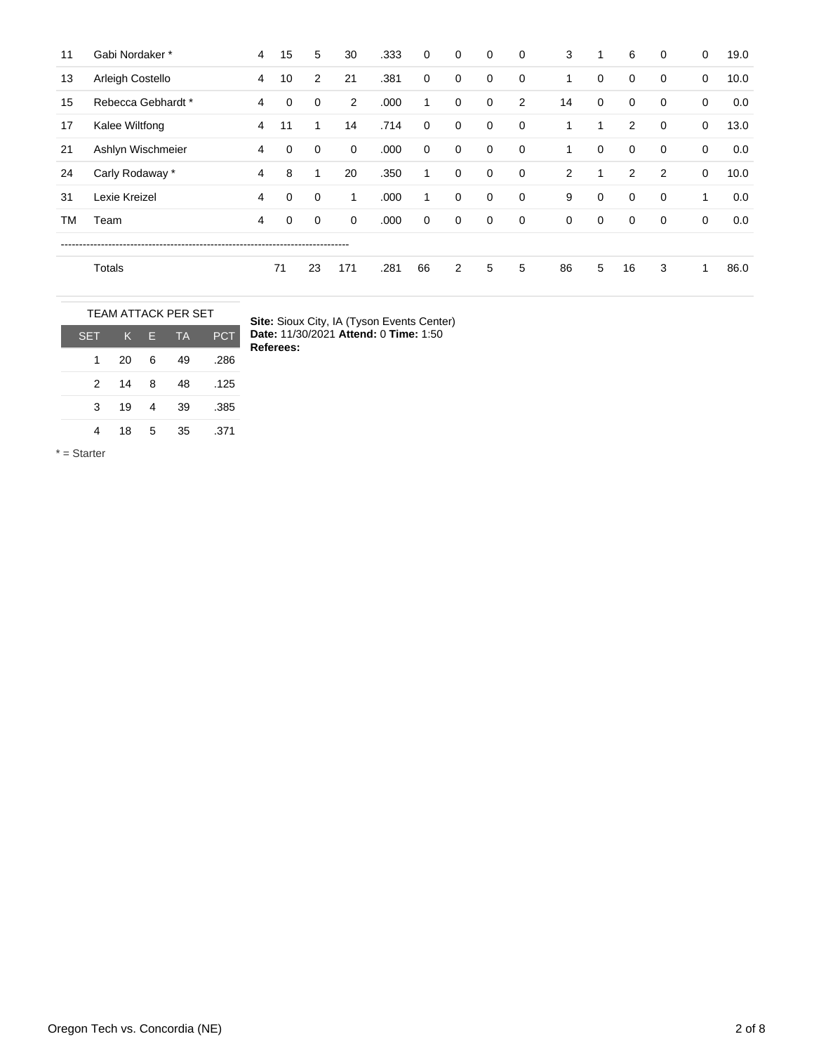| | | | | | | | | | | | | | | | | | |
|---|---|---|---|---|---|---|---|---|---|---|---|---|---|---|---|---|---|
| 11 | Gabi Nordaker * | 4 | 15 | 5 | 30 | .333 | 0 | 0 | 0 | 0 | 3 | 1 | 6 | 0 | 0 | 19.0 |
| 13 | Arleigh Costello | 4 | 10 | 2 | 21 | .381 | 0 | 0 | 0 | 0 | 1 | 0 | 0 | 0 | 0 | 10.0 |
| 15 | Rebecca Gebhardt * | 4 | 0 | 0 | 2 | .000 | 1 | 0 | 0 | 2 | 14 | 0 | 0 | 0 | 0 | 0.0 |
| 17 | Kalee Wiltfong | 4 | 11 | 1 | 14 | .714 | 0 | 0 | 0 | 0 | 1 | 1 | 2 | 0 | 0 | 13.0 |
| 21 | Ashlyn Wischmeier | 4 | 0 | 0 | 0 | .000 | 0 | 0 | 0 | 0 | 1 | 0 | 0 | 0 | 0 | 0.0 |
| 24 | Carly Rodaway * | 4 | 8 | 1 | 20 | .350 | 1 | 0 | 0 | 0 | 2 | 1 | 2 | 2 | 0 | 10.0 |
| 31 | Lexie Kreizel | 4 | 0 | 0 | 1 | .000 | 1 | 0 | 0 | 0 | 9 | 0 | 0 | 0 | 1 | 0.0 |
| TM | Team | 4 | 0 | 0 | 0 | .000 | 0 | 0 | 0 | 0 | 0 | 0 | 0 | 0 | 0 | 0.0 |
| | Totals | | 71 | 23 | 171 | .281 | 66 | 2 | 5 | 5 | 86 | 5 | 16 | 3 | 1 | 86.0 |

TEAM ATTACK PER SET

| SET | K | E | TA | PCT |
|---|---|---|---|---|
| 1 | 20 | 6 | 49 | .286 |
| 2 | 14 | 8 | 48 | .125 |
| 3 | 19 | 4 | 39 | .385 |
| 4 | 18 | 5 | 35 | .371 |

**Site:** Sioux City, IA (Tyson Events Center)
**Date:** 11/30/2021 **Attend:** 0 **Time:** 1:50
**Referees:**

* = Starter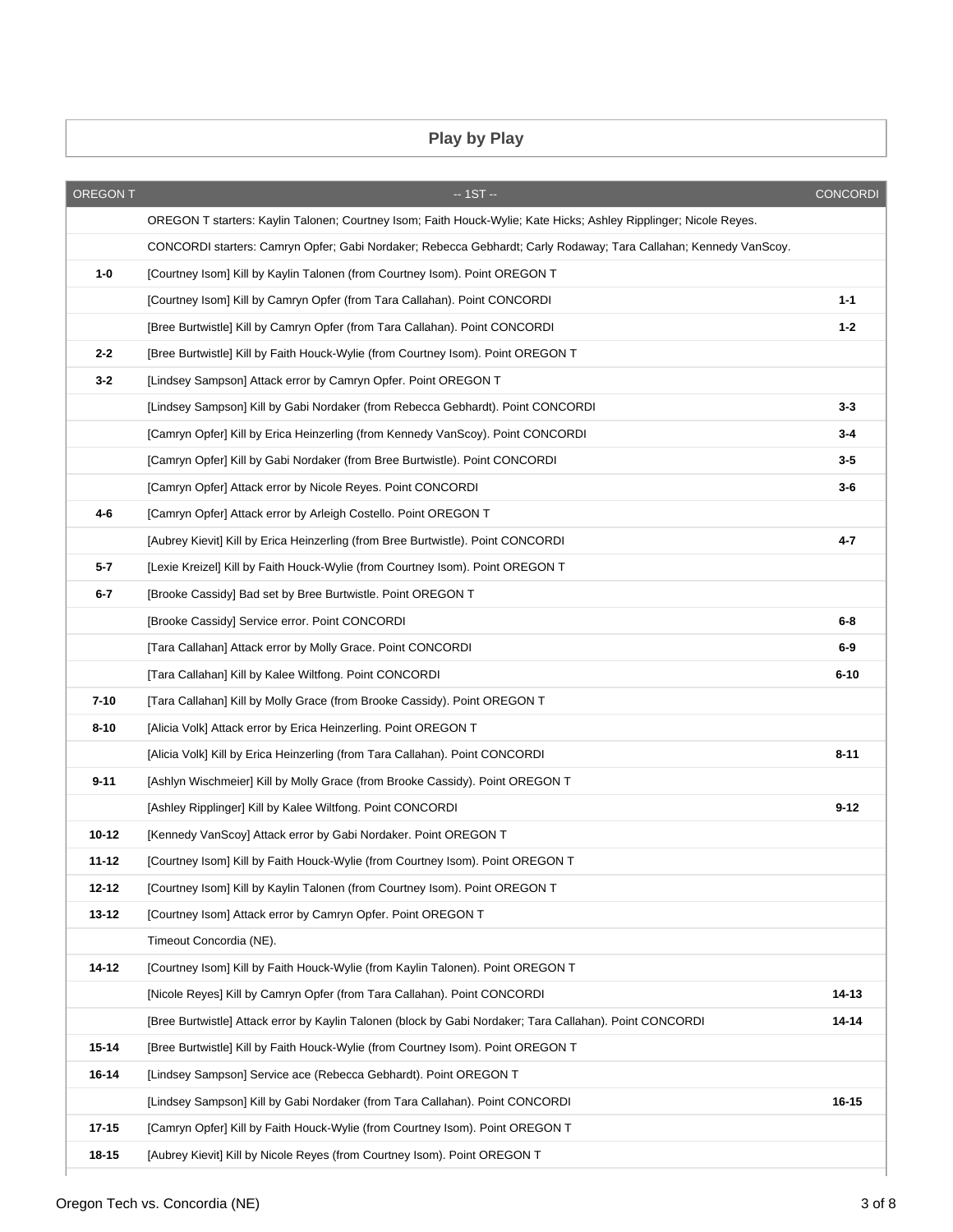## Play by Play

| OREGON T | -- 1ST -- | CONCORDI |
|---|---|---|
| | OREGON T starters: Kaylin Talonen; Courtney Isom; Faith Houck-Wylie; Kate Hicks; Ashley Ripplinger; Nicole Reyes. | |
| | CONCORDI starters: Camryn Opfer; Gabi Nordaker; Rebecca Gebhardt; Carly Rodaway; Tara Callahan; Kennedy VanScoy. | |
| **1-0** | [Courtney Isom] Kill by Kaylin Talonen (from Courtney Isom). Point OREGON T | |
| | [Courtney Isom] Kill by Camryn Opfer (from Tara Callahan). Point CONCORDI | **1-1** |
| | [Bree Burtwistle] Kill by Camryn Opfer (from Tara Callahan). Point CONCORDI | **1-2** |
| **2-2** | [Bree Burtwistle] Kill by Faith Houck-Wylie (from Courtney Isom). Point OREGON T | |
| **3-2** | [Lindsey Sampson] Attack error by Camryn Opfer. Point OREGON T | |
| | [Lindsey Sampson] Kill by Gabi Nordaker (from Rebecca Gebhardt). Point CONCORDI | **3-3** |
| | [Camryn Opfer] Kill by Erica Heinzerling (from Kennedy VanScoy). Point CONCORDI | **3-4** |
| | [Camryn Opfer] Kill by Gabi Nordaker (from Bree Burtwistle). Point CONCORDI | **3-5** |
| | [Camryn Opfer] Attack error by Nicole Reyes. Point CONCORDI | **3-6** |
| **4-6** | [Camryn Opfer] Attack error by Arleigh Costello. Point OREGON T | |
| | [Aubrey Kievit] Kill by Erica Heinzerling (from Bree Burtwistle). Point CONCORDI | **4-7** |
| **5-7** | [Lexie Kreizel] Kill by Faith Houck-Wylie (from Courtney Isom). Point OREGON T | |
| **6-7** | [Brooke Cassidy] Bad set by Bree Burtwistle. Point OREGON T | |
| | [Brooke Cassidy] Service error. Point CONCORDI | **6-8** |
| | [Tara Callahan] Attack error by Molly Grace. Point CONCORDI | **6-9** |
| | [Tara Callahan] Kill by Kalee Wiltfong. Point CONCORDI | **6-10** |
| **7-10** | [Tara Callahan] Kill by Molly Grace (from Brooke Cassidy). Point OREGON T | |
| **8-10** | [Alicia Volk] Attack error by Erica Heinzerling. Point OREGON T | |
| | [Alicia Volk] Kill by Erica Heinzerling (from Tara Callahan). Point CONCORDI | **8-11** |
| **9-11** | [Ashlyn Wischmeier] Kill by Molly Grace (from Brooke Cassidy). Point OREGON T | |
| | [Ashley Ripplinger] Kill by Kalee Wiltfong. Point CONCORDI | **9-12** |
| **10-12** | [Kennedy VanScoy] Attack error by Gabi Nordaker. Point OREGON T | |
| **11-12** | [Courtney Isom] Kill by Faith Houck-Wylie (from Courtney Isom). Point OREGON T | |
| **12-12** | [Courtney Isom] Kill by Kaylin Talonen (from Courtney Isom). Point OREGON T | |
| **13-12** | [Courtney Isom] Attack error by Camryn Opfer. Point OREGON T | |
| | Timeout Concordia (NE). | |
| **14-12** | [Courtney Isom] Kill by Faith Houck-Wylie (from Kaylin Talonen). Point OREGON T | |
| | [Nicole Reyes] Kill by Camryn Opfer (from Tara Callahan). Point CONCORDI | **14-13** |
| | [Bree Burtwistle] Attack error by Kaylin Talonen (block by Gabi Nordaker; Tara Callahan). Point CONCORDI | **14-14** |
| **15-14** | [Bree Burtwistle] Kill by Faith Houck-Wylie (from Courtney Isom). Point OREGON T | |
| **16-14** | [Lindsey Sampson] Service ace (Rebecca Gebhardt). Point OREGON T | |
| | [Lindsey Sampson] Kill by Gabi Nordaker (from Tara Callahan). Point CONCORDI | **16-15** |
| **17-15** | [Camryn Opfer] Kill by Faith Houck-Wylie (from Courtney Isom). Point OREGON T | |
| **18-15** | [Aubrey Kievit] Kill by Nicole Reyes (from Courtney Isom). Point OREGON T | |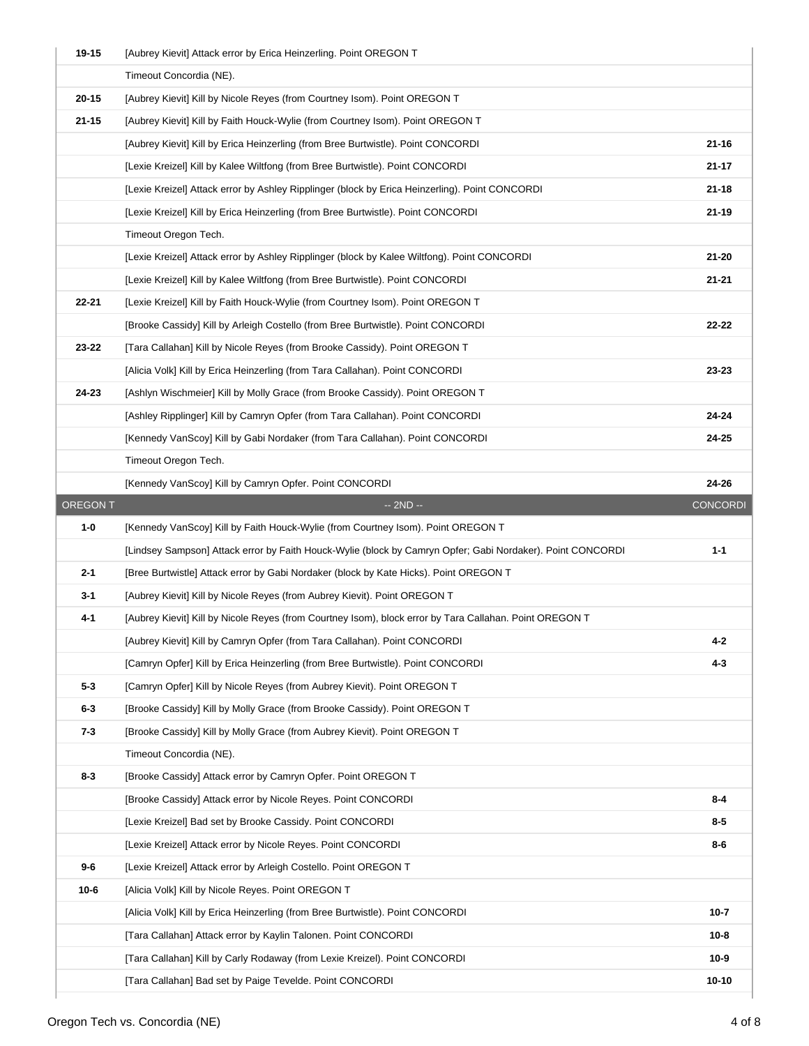| | | |
|---|---|---|
| 19-15 | [Aubrey Kievit] Attack error by Erica Heinzerling. Point OREGON T | |
| | Timeout Concordia (NE). | |
| 20-15 | [Aubrey Kievit] Kill by Nicole Reyes (from Courtney Isom). Point OREGON T | |
| 21-15 | [Aubrey Kievit] Kill by Faith Houck-Wylie (from Courtney Isom). Point OREGON T | |
| | [Aubrey Kievit] Kill by Erica Heinzerling (from Bree Burtwistle). Point CONCORDI | 21-16 |
| | [Lexie Kreizel] Kill by Kalee Wiltfong (from Bree Burtwistle). Point CONCORDI | 21-17 |
| | [Lexie Kreizel] Attack error by Ashley Ripplinger (block by Erica Heinzerling). Point CONCORDI | 21-18 |
| | [Lexie Kreizel] Kill by Erica Heinzerling (from Bree Burtwistle). Point CONCORDI | 21-19 |
| | Timeout Oregon Tech. | |
| | [Lexie Kreizel] Attack error by Ashley Ripplinger (block by Kalee Wiltfong). Point CONCORDI | 21-20 |
| | [Lexie Kreizel] Kill by Kalee Wiltfong (from Bree Burtwistle). Point CONCORDI | 21-21 |
| 22-21 | [Lexie Kreizel] Kill by Faith Houck-Wylie (from Courtney Isom). Point OREGON T | |
| | [Brooke Cassidy] Kill by Arleigh Costello (from Bree Burtwistle). Point CONCORDI | 22-22 |
| 23-22 | [Tara Callahan] Kill by Nicole Reyes (from Brooke Cassidy). Point OREGON T | |
| | [Alicia Volk] Kill by Erica Heinzerling (from Tara Callahan). Point CONCORDI | 23-23 |
| 24-23 | [Ashlyn Wischmeier] Kill by Molly Grace (from Brooke Cassidy). Point OREGON T | |
| | [Ashley Ripplinger] Kill by Camryn Opfer (from Tara Callahan). Point CONCORDI | 24-24 |
| | [Kennedy VanScoy] Kill by Gabi Nordaker (from Tara Callahan). Point CONCORDI | 24-25 |
| | Timeout Oregon Tech. | |
| | [Kennedy VanScoy] Kill by Camryn Opfer. Point CONCORDI | 24-26 |
| OREGON T | -- 2ND -- | CONCORDI |
| 1-0 | [Kennedy VanScoy] Kill by Faith Houck-Wylie (from Courtney Isom). Point OREGON T | |
| | [Lindsey Sampson] Attack error by Faith Houck-Wylie (block by Camryn Opfer; Gabi Nordaker). Point CONCORDI | 1-1 |
| 2-1 | [Bree Burtwistle] Attack error by Gabi Nordaker (block by Kate Hicks). Point OREGON T | |
| 3-1 | [Aubrey Kievit] Kill by Nicole Reyes (from Aubrey Kievit). Point OREGON T | |
| 4-1 | [Aubrey Kievit] Kill by Nicole Reyes (from Courtney Isom), block error by Tara Callahan. Point OREGON T | |
| | [Aubrey Kievit] Kill by Camryn Opfer (from Tara Callahan). Point CONCORDI | 4-2 |
| | [Camryn Opfer] Kill by Erica Heinzerling (from Bree Burtwistle). Point CONCORDI | 4-3 |
| 5-3 | [Camryn Opfer] Kill by Nicole Reyes (from Aubrey Kievit). Point OREGON T | |
| 6-3 | [Brooke Cassidy] Kill by Molly Grace (from Brooke Cassidy). Point OREGON T | |
| 7-3 | [Brooke Cassidy] Kill by Molly Grace (from Aubrey Kievit). Point OREGON T | |
| | Timeout Concordia (NE). | |
| 8-3 | [Brooke Cassidy] Attack error by Camryn Opfer. Point OREGON T | |
| | [Brooke Cassidy] Attack error by Nicole Reyes. Point CONCORDI | 8-4 |
| | [Lexie Kreizel] Bad set by Brooke Cassidy. Point CONCORDI | 8-5 |
| | [Lexie Kreizel] Attack error by Nicole Reyes. Point CONCORDI | 8-6 |
| 9-6 | [Lexie Kreizel] Attack error by Arleigh Costello. Point OREGON T | |
| 10-6 | [Alicia Volk] Kill by Nicole Reyes. Point OREGON T | |
| | [Alicia Volk] Kill by Erica Heinzerling (from Bree Burtwistle). Point CONCORDI | 10-7 |
| | [Tara Callahan] Attack error by Kaylin Talonen. Point CONCORDI | 10-8 |
| | [Tara Callahan] Kill by Carly Rodaway (from Lexie Kreizel). Point CONCORDI | 10-9 |
| | [Tara Callahan] Bad set by Paige Tevelde. Point CONCORDI | 10-10 |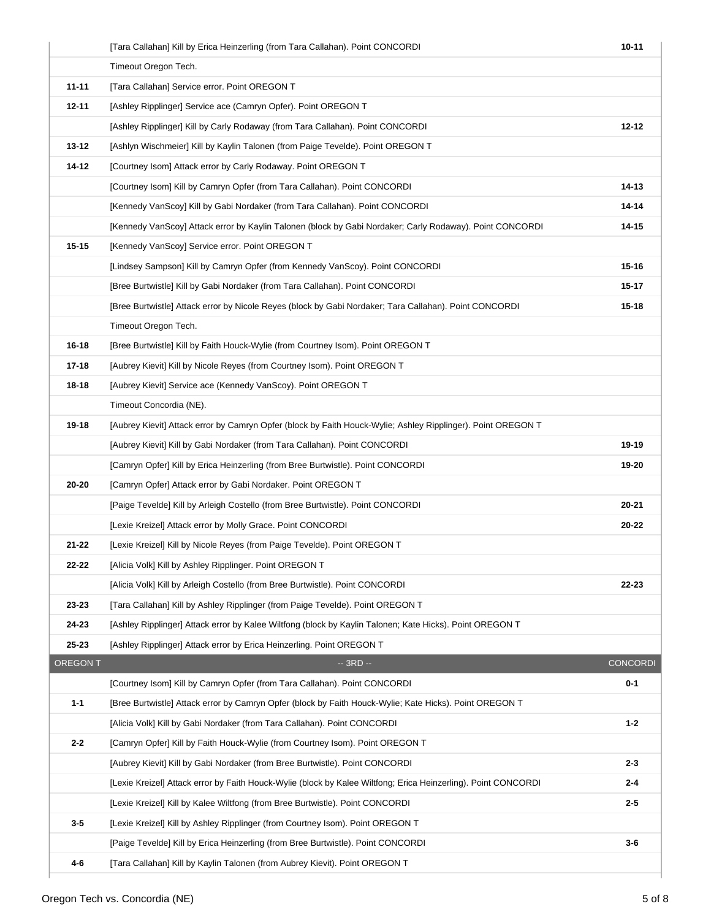| | | |
|---|---|---|
| | [Tara Callahan] Kill by Erica Heinzerling (from Tara Callahan). Point CONCORDI | 10-11 |
| | Timeout Oregon Tech. | |
| 11-11 | [Tara Callahan] Service error. Point OREGON T | |
| 12-11 | [Ashley Ripplinger] Service ace (Camryn Opfer). Point OREGON T | |
| | [Ashley Ripplinger] Kill by Carly Rodaway (from Tara Callahan). Point CONCORDI | 12-12 |
| 13-12 | [Ashlyn Wischmeier] Kill by Kaylin Talonen (from Paige Tevelde). Point OREGON T | |
| 14-12 | [Courtney Isom] Attack error by Carly Rodaway. Point OREGON T | |
| | [Courtney Isom] Kill by Camryn Opfer (from Tara Callahan). Point CONCORDI | 14-13 |
| | [Kennedy VanScoy] Kill by Gabi Nordaker (from Tara Callahan). Point CONCORDI | 14-14 |
| | [Kennedy VanScoy] Attack error by Kaylin Talonen (block by Gabi Nordaker; Carly Rodaway). Point CONCORDI | 14-15 |
| 15-15 | [Kennedy VanScoy] Service error. Point OREGON T | |
| | [Lindsey Sampson] Kill by Camryn Opfer (from Kennedy VanScoy). Point CONCORDI | 15-16 |
| | [Bree Burtwistle] Kill by Gabi Nordaker (from Tara Callahan). Point CONCORDI | 15-17 |
| | [Bree Burtwistle] Attack error by Nicole Reyes (block by Gabi Nordaker; Tara Callahan). Point CONCORDI | 15-18 |
| | Timeout Oregon Tech. | |
| 16-18 | [Bree Burtwistle] Kill by Faith Houck-Wylie (from Courtney Isom). Point OREGON T | |
| 17-18 | [Aubrey Kievit] Kill by Nicole Reyes (from Courtney Isom). Point OREGON T | |
| 18-18 | [Aubrey Kievit] Service ace (Kennedy VanScoy). Point OREGON T | |
| | Timeout Concordia (NE). | |
| 19-18 | [Aubrey Kievit] Attack error by Camryn Opfer (block by Faith Houck-Wylie; Ashley Ripplinger). Point OREGON T | |
| | [Aubrey Kievit] Kill by Gabi Nordaker (from Tara Callahan). Point CONCORDI | 19-19 |
| | [Camryn Opfer] Kill by Erica Heinzerling (from Bree Burtwistle). Point CONCORDI | 19-20 |
| 20-20 | [Camryn Opfer] Attack error by Gabi Nordaker. Point OREGON T | |
| | [Paige Tevelde] Kill by Arleigh Costello (from Bree Burtwistle). Point CONCORDI | 20-21 |
| | [Lexie Kreizel] Attack error by Molly Grace. Point CONCORDI | 20-22 |
| 21-22 | [Lexie Kreizel] Kill by Nicole Reyes (from Paige Tevelde). Point OREGON T | |
| 22-22 | [Alicia Volk] Kill by Ashley Ripplinger. Point OREGON T | |
| | [Alicia Volk] Kill by Arleigh Costello (from Bree Burtwistle). Point CONCORDI | 22-23 |
| 23-23 | [Tara Callahan] Kill by Ashley Ripplinger (from Paige Tevelde). Point OREGON T | |
| 24-23 | [Ashley Ripplinger] Attack error by Kalee Wiltfong (block by Kaylin Talonen; Kate Hicks). Point OREGON T | |
| 25-23 | [Ashley Ripplinger] Attack error by Erica Heinzerling. Point OREGON T | |
| OREGON T | -- 3RD -- | CONCORDI |
| | [Courtney Isom] Kill by Camryn Opfer (from Tara Callahan). Point CONCORDI | 0-1 |
| 1-1 | [Bree Burtwistle] Attack error by Camryn Opfer (block by Faith Houck-Wylie; Kate Hicks). Point OREGON T | |
| | [Alicia Volk] Kill by Gabi Nordaker (from Tara Callahan). Point CONCORDI | 1-2 |
| 2-2 | [Camryn Opfer] Kill by Faith Houck-Wylie (from Courtney Isom). Point OREGON T | |
| | [Aubrey Kievit] Kill by Gabi Nordaker (from Bree Burtwistle). Point CONCORDI | 2-3 |
| | [Lexie Kreizel] Attack error by Faith Houck-Wylie (block by Kalee Wiltfong; Erica Heinzerling). Point CONCORDI | 2-4 |
| | [Lexie Kreizel] Kill by Kalee Wiltfong (from Bree Burtwistle). Point CONCORDI | 2-5 |
| 3-5 | [Lexie Kreizel] Kill by Ashley Ripplinger (from Courtney Isom). Point OREGON T | |
| | [Paige Tevelde] Kill by Erica Heinzerling (from Bree Burtwistle). Point CONCORDI | 3-6 |
| 4-6 | [Tara Callahan] Kill by Kaylin Talonen (from Aubrey Kievit). Point OREGON T | |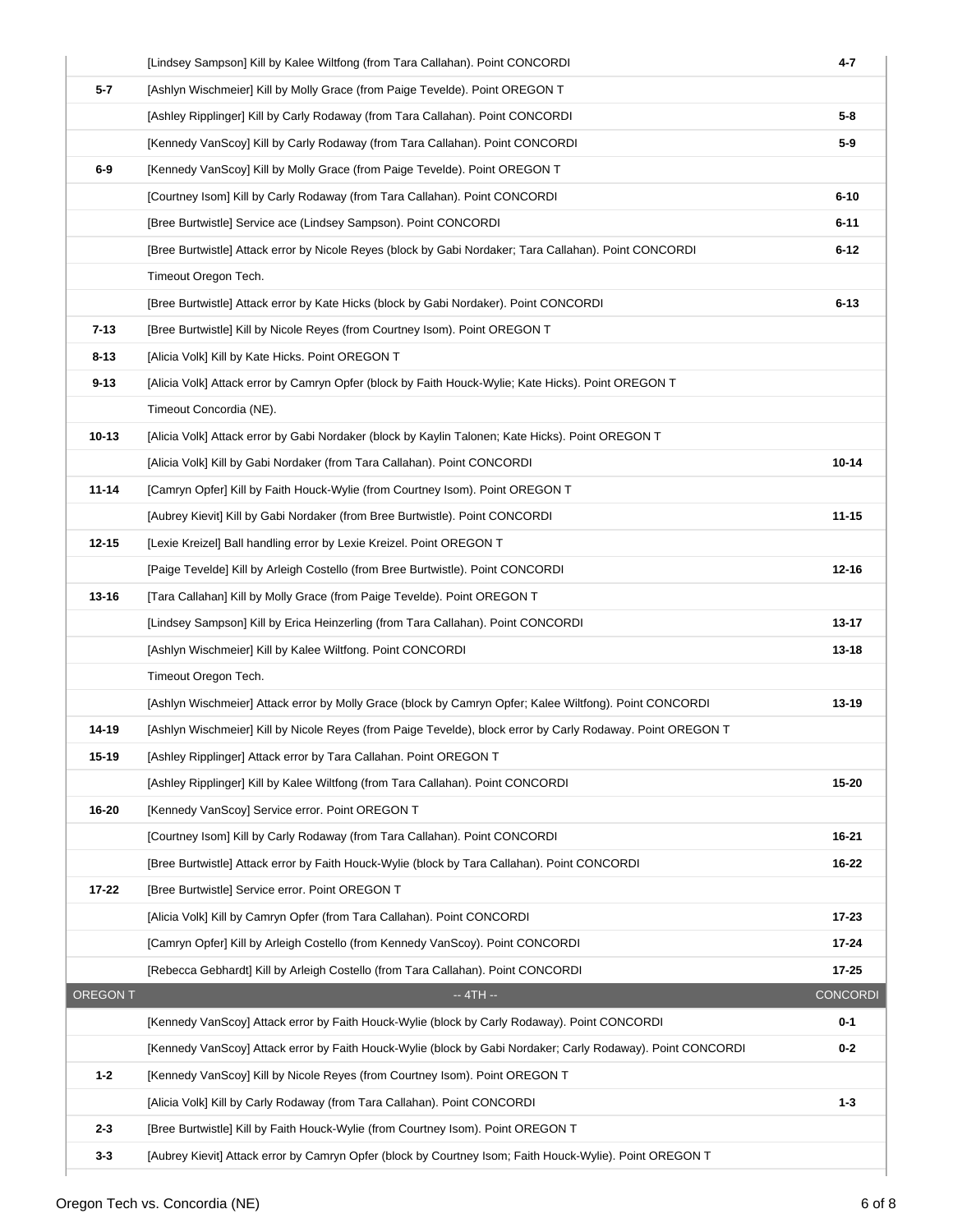| | | |
|---|---|---|
| | [Lindsey Sampson] Kill by Kalee Wiltfong (from Tara Callahan). Point CONCORDI | 4-7 |
| 5-7 | [Ashlyn Wischmeier] Kill by Molly Grace (from Paige Tevelde). Point OREGON T | |
| | [Ashley Ripplinger] Kill by Carly Rodaway (from Tara Callahan). Point CONCORDI | 5-8 |
| | [Kennedy VanScoy] Kill by Carly Rodaway (from Tara Callahan). Point CONCORDI | 5-9 |
| 6-9 | [Kennedy VanScoy] Kill by Molly Grace (from Paige Tevelde). Point OREGON T | |
| | [Courtney Isom] Kill by Carly Rodaway (from Tara Callahan). Point CONCORDI | 6-10 |
| | [Bree Burtwistle] Service ace (Lindsey Sampson). Point CONCORDI | 6-11 |
| | [Bree Burtwistle] Attack error by Nicole Reyes (block by Gabi Nordaker; Tara Callahan). Point CONCORDI | 6-12 |
| | Timeout Oregon Tech. | |
| | [Bree Burtwistle] Attack error by Kate Hicks (block by Gabi Nordaker). Point CONCORDI | 6-13 |
| 7-13 | [Bree Burtwistle] Kill by Nicole Reyes (from Courtney Isom). Point OREGON T | |
| 8-13 | [Alicia Volk] Kill by Kate Hicks. Point OREGON T | |
| 9-13 | [Alicia Volk] Attack error by Camryn Opfer (block by Faith Houck-Wylie; Kate Hicks). Point OREGON T | |
| | Timeout Concordia (NE). | |
| 10-13 | [Alicia Volk] Attack error by Gabi Nordaker (block by Kaylin Talonen; Kate Hicks). Point OREGON T | |
| | [Alicia Volk] Kill by Gabi Nordaker (from Tara Callahan). Point CONCORDI | 10-14 |
| 11-14 | [Camryn Opfer] Kill by Faith Houck-Wylie (from Courtney Isom). Point OREGON T | |
| | [Aubrey Kievit] Kill by Gabi Nordaker (from Bree Burtwistle). Point CONCORDI | 11-15 |
| 12-15 | [Lexie Kreizel] Ball handling error by Lexie Kreizel. Point OREGON T | |
| | [Paige Tevelde] Kill by Arleigh Costello (from Bree Burtwistle). Point CONCORDI | 12-16 |
| 13-16 | [Tara Callahan] Kill by Molly Grace (from Paige Tevelde). Point OREGON T | |
| | [Lindsey Sampson] Kill by Erica Heinzerling (from Tara Callahan). Point CONCORDI | 13-17 |
| | [Ashlyn Wischmeier] Kill by Kalee Wiltfong. Point CONCORDI | 13-18 |
| | Timeout Oregon Tech. | |
| | [Ashlyn Wischmeier] Attack error by Molly Grace (block by Camryn Opfer; Kalee Wiltfong). Point CONCORDI | 13-19 |
| 14-19 | [Ashlyn Wischmeier] Kill by Nicole Reyes (from Paige Tevelde), block error by Carly Rodaway. Point OREGON T | |
| 15-19 | [Ashley Ripplinger] Attack error by Tara Callahan. Point OREGON T | |
| | [Ashley Ripplinger] Kill by Kalee Wiltfong (from Tara Callahan). Point CONCORDI | 15-20 |
| 16-20 | [Kennedy VanScoy] Service error. Point OREGON T | |
| | [Courtney Isom] Kill by Carly Rodaway (from Tara Callahan). Point CONCORDI | 16-21 |
| | [Bree Burtwistle] Attack error by Faith Houck-Wylie (block by Tara Callahan). Point CONCORDI | 16-22 |
| 17-22 | [Bree Burtwistle] Service error. Point OREGON T | |
| | [Alicia Volk] Kill by Camryn Opfer (from Tara Callahan). Point CONCORDI | 17-23 |
| | [Camryn Opfer] Kill by Arleigh Costello (from Kennedy VanScoy). Point CONCORDI | 17-24 |
| | [Rebecca Gebhardt] Kill by Arleigh Costello (from Tara Callahan). Point CONCORDI | 17-25 |
| OREGON T | -- 4TH -- | CONCORDI |
| | [Kennedy VanScoy] Attack error by Faith Houck-Wylie (block by Carly Rodaway). Point CONCORDI | 0-1 |
| | [Kennedy VanScoy] Attack error by Faith Houck-Wylie (block by Gabi Nordaker; Carly Rodaway). Point CONCORDI | 0-2 |
| 1-2 | [Kennedy VanScoy] Kill by Nicole Reyes (from Courtney Isom). Point OREGON T | |
| | [Alicia Volk] Kill by Carly Rodaway (from Tara Callahan). Point CONCORDI | 1-3 |
| 2-3 | [Bree Burtwistle] Kill by Faith Houck-Wylie (from Courtney Isom). Point OREGON T | |
| 3-3 | [Aubrey Kievit] Attack error by Camryn Opfer (block by Courtney Isom; Faith Houck-Wylie). Point OREGON T | |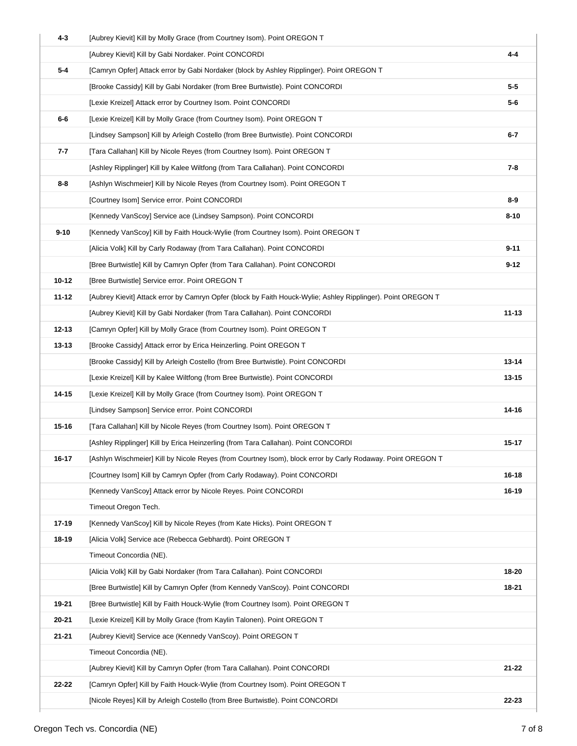| | | |
|---|---|---|
| 4-3 | [Aubrey Kievit] Kill by Molly Grace (from Courtney Isom). Point OREGON T | |
| | [Aubrey Kievit] Kill by Gabi Nordaker. Point CONCORDI | 4-4 |
| 5-4 | [Camryn Opfer] Attack error by Gabi Nordaker (block by Ashley Ripplinger). Point OREGON T | |
| | [Brooke Cassidy] Kill by Gabi Nordaker (from Bree Burtwistle). Point CONCORDI | 5-5 |
| | [Lexie Kreizel] Attack error by Courtney Isom. Point CONCORDI | 5-6 |
| 6-6 | [Lexie Kreizel] Kill by Molly Grace (from Courtney Isom). Point OREGON T | |
| | [Lindsey Sampson] Kill by Arleigh Costello (from Bree Burtwistle). Point CONCORDI | 6-7 |
| 7-7 | [Tara Callahan] Kill by Nicole Reyes (from Courtney Isom). Point OREGON T | |
| | [Ashley Ripplinger] Kill by Kalee Wiltfong (from Tara Callahan). Point CONCORDI | 7-8 |
| 8-8 | [Ashlyn Wischmeier] Kill by Nicole Reyes (from Courtney Isom). Point OREGON T | |
| | [Courtney Isom] Service error. Point CONCORDI | 8-9 |
| | [Kennedy VanScoy] Service ace (Lindsey Sampson). Point CONCORDI | 8-10 |
| 9-10 | [Kennedy VanScoy] Kill by Faith Houck-Wylie (from Courtney Isom). Point OREGON T | |
| | [Alicia Volk] Kill by Carly Rodaway (from Tara Callahan). Point CONCORDI | 9-11 |
| | [Bree Burtwistle] Kill by Camryn Opfer (from Tara Callahan). Point CONCORDI | 9-12 |
| 10-12 | [Bree Burtwistle] Service error. Point OREGON T | |
| 11-12 | [Aubrey Kievit] Attack error by Camryn Opfer (block by Faith Houck-Wylie; Ashley Ripplinger). Point OREGON T | |
| | [Aubrey Kievit] Kill by Gabi Nordaker (from Tara Callahan). Point CONCORDI | 11-13 |
| 12-13 | [Camryn Opfer] Kill by Molly Grace (from Courtney Isom). Point OREGON T | |
| 13-13 | [Brooke Cassidy] Attack error by Erica Heinzerling. Point OREGON T | |
| | [Brooke Cassidy] Kill by Arleigh Costello (from Bree Burtwistle). Point CONCORDI | 13-14 |
| | [Lexie Kreizel] Kill by Kalee Wiltfong (from Bree Burtwistle). Point CONCORDI | 13-15 |
| 14-15 | [Lexie Kreizel] Kill by Molly Grace (from Courtney Isom). Point OREGON T | |
| | [Lindsey Sampson] Service error. Point CONCORDI | 14-16 |
| 15-16 | [Tara Callahan] Kill by Nicole Reyes (from Courtney Isom). Point OREGON T | |
| | [Ashley Ripplinger] Kill by Erica Heinzerling (from Tara Callahan). Point CONCORDI | 15-17 |
| 16-17 | [Ashlyn Wischmeier] Kill by Nicole Reyes (from Courtney Isom), block error by Carly Rodaway. Point OREGON T | |
| | [Courtney Isom] Kill by Camryn Opfer (from Carly Rodaway). Point CONCORDI | 16-18 |
| | [Kennedy VanScoy] Attack error by Nicole Reyes. Point CONCORDI | 16-19 |
| | Timeout Oregon Tech. | |
| 17-19 | [Kennedy VanScoy] Kill by Nicole Reyes (from Kate Hicks). Point OREGON T | |
| 18-19 | [Alicia Volk] Service ace (Rebecca Gebhardt). Point OREGON T | |
| | Timeout Concordia (NE). | |
| | [Alicia Volk] Kill by Gabi Nordaker (from Tara Callahan). Point CONCORDI | 18-20 |
| | [Bree Burtwistle] Kill by Camryn Opfer (from Kennedy VanScoy). Point CONCORDI | 18-21 |
| 19-21 | [Bree Burtwistle] Kill by Faith Houck-Wylie (from Courtney Isom). Point OREGON T | |
| 20-21 | [Lexie Kreizel] Kill by Molly Grace (from Kaylin Talonen). Point OREGON T | |
| 21-21 | [Aubrey Kievit] Service ace (Kennedy VanScoy). Point OREGON T | |
| | Timeout Concordia (NE). | |
| | [Aubrey Kievit] Kill by Camryn Opfer (from Tara Callahan). Point CONCORDI | 21-22 |
| 22-22 | [Camryn Opfer] Kill by Faith Houck-Wylie (from Courtney Isom). Point OREGON T | |
| | [Nicole Reyes] Kill by Arleigh Costello (from Bree Burtwistle). Point CONCORDI | 22-23 |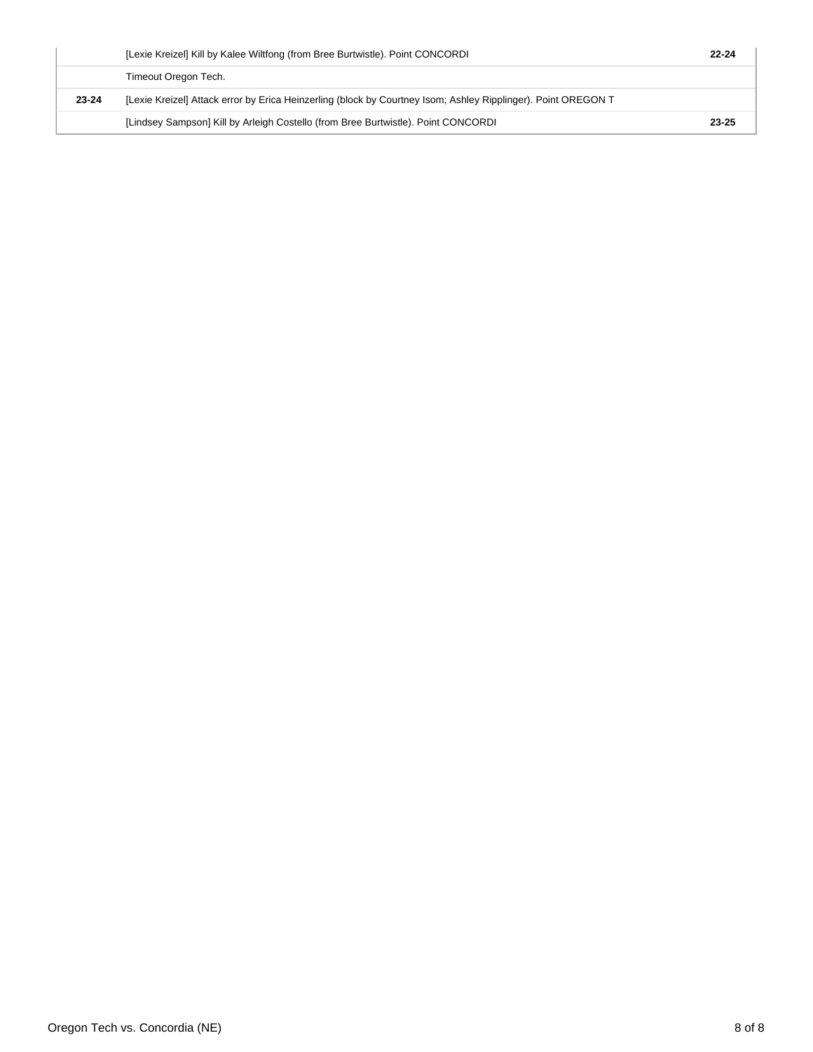| | | |
|---|---|---|
| | [Lexie Kreizel] Kill by Kalee Wiltfong (from Bree Burtwistle). Point CONCORDI | **22-24** |
| | Timeout Oregon Tech. | |
| **23-24** | [Lexie Kreizel] Attack error by Erica Heinzerling (block by Courtney Isom; Ashley Ripplinger). Point OREGON T | |
| | [Lindsey Sampson] Kill by Arleigh Costello (from Bree Burtwistle). Point CONCORDI | **23-25** |